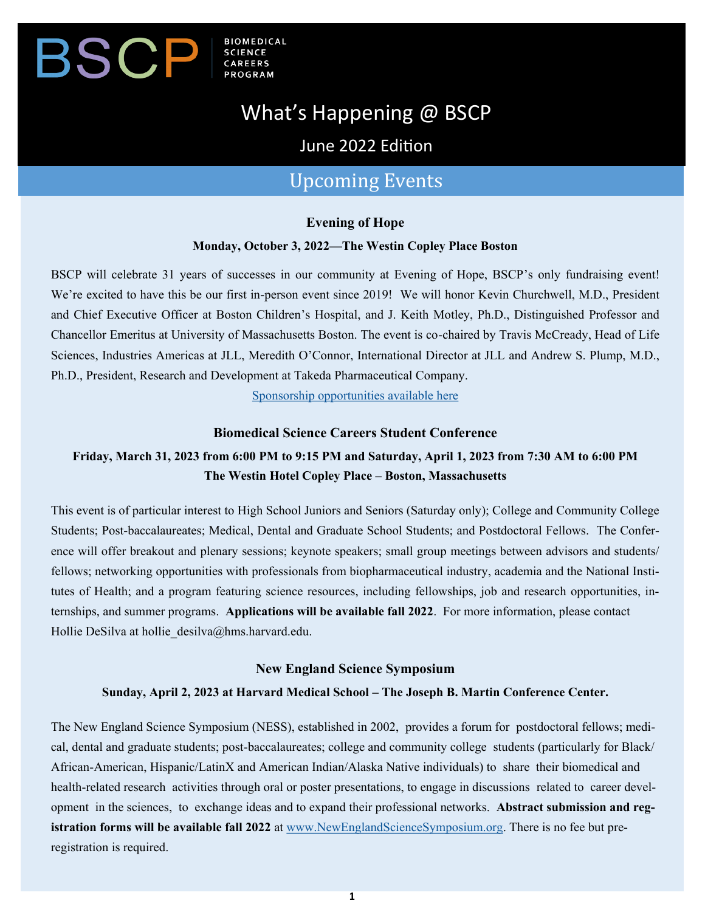BSCP | BIOMEDICAL SCIENCE CAREERS PROGRAM

# What's Happening @ BSCP

## June 2022 Edition

## Upcoming Events

### Evening of Hope

**Monday, October 3, 2022—The Westin Copley Place Boston**

BSCP will celebrate 31 years of successes in our community at Evening of Hope, BSCP's only fundraising event! We're excited to have this be our first in-person event since 2019! We will honor Kevin Churchwell, M.D., President and Chief Executive Officer at Boston Children's Hospital, and J. Keith Motley, Ph.D., Distinguished Professor and Chancellor Emeritus at University of Massachusetts Boston. The event is co-chaired by Travis McCready, Head of Life Sciences, Industries Americas at JLL, Meredith O'Connor, International Director at JLL and Andrew S. Plump, M.D., Ph.D., President, Research and Development at Takeda Pharmaceutical Company.

Sponsorship opportunities available here

### Biomedical Science Careers Student Conference

**Friday, March 31, 2023 from 6:00 PM to 9:15 PM and Saturday, April 1, 2023 from 7:30 AM to 6:00 PM**
**The Westin Hotel Copley Place – Boston, Massachusetts**

This event is of particular interest to High School Juniors and Seniors (Saturday only); College and Community College Students; Post-baccalaureates; Medical, Dental and Graduate School Students; and Postdoctoral Fellows. The Conference will offer breakout and plenary sessions; keynote speakers; small group meetings between advisors and students/ fellows; networking opportunities with professionals from biopharmaceutical industry, academia and the National Institutes of Health; and a program featuring science resources, including fellowships, job and research opportunities, internships, and summer programs. **Applications will be available fall 2022**. For more information, please contact Hollie DeSilva at hollie_desilva@hms.harvard.edu.

### New England Science Symposium

**Sunday, April 2, 2023 at Harvard Medical School – The Joseph B. Martin Conference Center.**

The New England Science Symposium (NESS), established in 2002, provides a forum for postdoctoral fellows; medical, dental and graduate students; post-baccalaureates; college and community college students (particularly for Black/ African-American, Hispanic/LatinX and American Indian/Alaska Native individuals) to share their biomedical and health-related research activities through oral or poster presentations, to engage in discussions related to career development in the sciences, to exchange ideas and to expand their professional networks. **Abstract submission and registration forms will be available fall 2022** at www.NewEnglandScienceSymposium.org. There is no fee but pre-registration is required.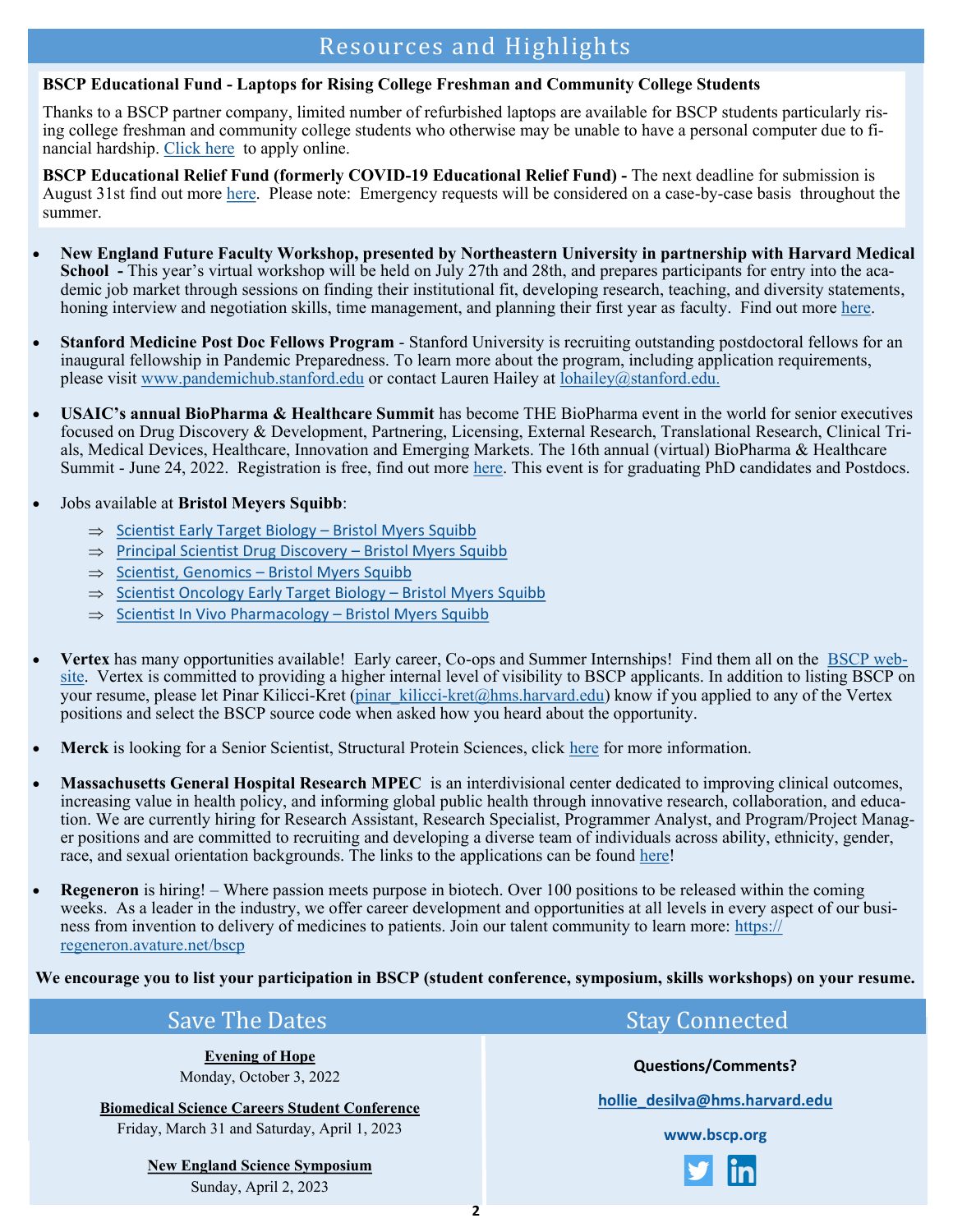# Resources and Highlights

**BSCP Educational Fund - Laptops for Rising College Freshman and Community College Students**

Thanks to a BSCP partner company, limited number of refurbished laptops are available for BSCP students particularly rising college freshman and community college students who otherwise may be unable to have a personal computer due to financial hardship. Click here to apply online.

**BSCP Educational Relief Fund (formerly COVID-19 Educational Relief Fund) -** The next deadline for submission is August 31st find out more here. Please note: Emergency requests will be considered on a case-by-case basis throughout the summer.

- **New England Future Faculty Workshop, presented by Northeastern University in partnership with Harvard Medical School -** This year's virtual workshop will be held on July 27th and 28th, and prepares participants for entry into the academic job market through sessions on finding their institutional fit, developing research, teaching, and diversity statements, honing interview and negotiation skills, time management, and planning their first year as faculty. Find out more here.

- **Stanford Medicine Post Doc Fellows Program** - Stanford University is recruiting outstanding postdoctoral fellows for an inaugural fellowship in Pandemic Preparedness. To learn more about the program, including application requirements, please visit www.pandemichub.stanford.edu or contact Lauren Hailey at lohailey@stanford.edu.

- **USAIC's annual BioPharma & Healthcare Summit** has become THE BioPharma event in the world for senior executives focused on Drug Discovery & Development, Partnering, Licensing, External Research, Translational Research, Clinical Trials, Medical Devices, Healthcare, Innovation and Emerging Markets. The 16th annual (virtual) BioPharma & Healthcare Summit - June 24, 2022. Registration is free, find out more here. This event is for graduating PhD candidates and Postdocs.

- Jobs available at **Bristol Meyers Squibb**:
  - ⇒ Scientist Early Target Biology – Bristol Myers Squibb
  - ⇒ Principal Scientist Drug Discovery – Bristol Myers Squibb
  - ⇒ Scientist, Genomics – Bristol Myers Squibb
  - ⇒ Scientist Oncology Early Target Biology – Bristol Myers Squibb
  - ⇒ Scientist In Vivo Pharmacology – Bristol Myers Squibb

- **Vertex** has many opportunities available! Early career, Co-ops and Summer Internships! Find them all on the BSCP website. Vertex is committed to providing a higher internal level of visibility to BSCP applicants. In addition to listing BSCP on your resume, please let Pinar Kilicci-Kret (pinar_kilicci-kret@hms.harvard.edu) know if you applied to any of the Vertex positions and select the BSCP source code when asked how you heard about the opportunity.

- **Merck** is looking for a Senior Scientist, Structural Protein Sciences, click here for more information.

- **Massachusetts General Hospital Research MPEC** is an interdivisional center dedicated to improving clinical outcomes, increasing value in health policy, and informing global public health through innovative research, collaboration, and education. We are currently hiring for Research Assistant, Research Specialist, Programmer Analyst, and Program/Project Manager positions and are committed to recruiting and developing a diverse team of individuals across ability, ethnicity, gender, race, and sexual orientation backgrounds. The links to the applications can be found here!

- **Regeneron** is hiring! – Where passion meets purpose in biotech. Over 100 positions to be released within the coming weeks. As a leader in the industry, we offer career development and opportunities at all levels in every aspect of our business from invention to delivery of medicines to patients. Join our talent community to learn more: https://regeneron.avature.net/bscp

**We encourage you to list your participation in BSCP (student conference, symposium, skills workshops) on your resume.**

## Save The Dates

**Evening of Hope**
Monday, October 3, 2022

**Biomedical Science Careers Student Conference**
Friday, March 31 and Saturday, April 1, 2023

**New England Science Symposium**
Sunday, April 2, 2023

## Stay Connected

**Questions/Comments?**

**hollie_desilva@hms.harvard.edu**

**www.bscp.org**